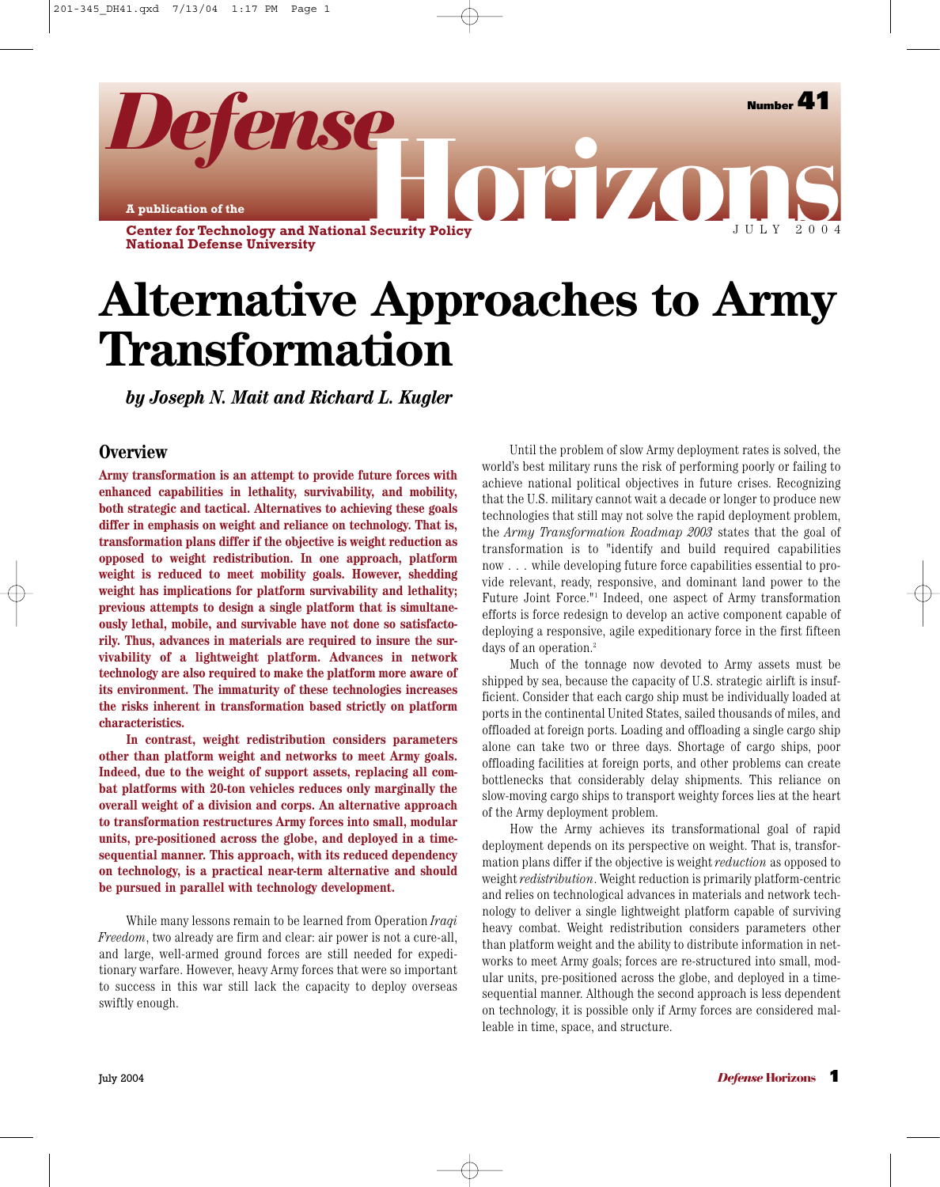# Defense Horizons

Number 41

A publication of the Center for Technology and National Security Policy National Defense University

JULY 2004

# Alternative Approaches to Army Transformation

***by Joseph N. Mait and Richard L. Kugler***

## Overview

**Army transformation is an attempt to provide future forces with enhanced capabilities in lethality, survivability, and mobility, both strategic and tactical. Alternatives to achieving these goals differ in emphasis on weight and reliance on technology. That is, transformation plans differ if the objective is weight reduction as opposed to weight redistribution. In one approach, platform weight is reduced to meet mobility goals. However, shedding weight has implications for platform survivability and lethality; previous attempts to design a single platform that is simultaneously lethal, mobile, and survivable have not done so satisfactorily. Thus, advances in materials are required to insure the survivability of a lightweight platform. Advances in network technology are also required to make the platform more aware of its environment. The immaturity of these technologies increases the risks inherent in transformation based strictly on platform characteristics.**

**In contrast, weight redistribution considers parameters other than platform weight and networks to meet Army goals. Indeed, due to the weight of support assets, replacing all combat platforms with 20-ton vehicles reduces only marginally the overall weight of a division and corps. An alternative approach to transformation restructures Army forces into small, modular units, pre-positioned across the globe, and deployed in a time-sequential manner. This approach, with its reduced dependency on technology, is a practical near-term alternative and should be pursued in parallel with technology development.**

While many lessons remain to be learned from Operation *Iraqi Freedom*, two already are firm and clear: air power is not a cure-all, and large, well-armed ground forces are still needed for expeditionary warfare. However, heavy Army forces that were so important to success in this war still lack the capacity to deploy overseas swiftly enough.

Until the problem of slow Army deployment rates is solved, the world's best military runs the risk of performing poorly or failing to achieve national political objectives in future crises. Recognizing that the U.S. military cannot wait a decade or longer to produce new technologies that still may not solve the rapid deployment problem, the *Army Transformation Roadmap 2003* states that the goal of transformation is to "identify and build required capabilities now . . . while developing future force capabilities essential to provide relevant, ready, responsive, and dominant land power to the Future Joint Force."[1] Indeed, one aspect of Army transformation efforts is force redesign to develop an active component capable of deploying a responsive, agile expeditionary force in the first fifteen days of an operation.[2]

Much of the tonnage now devoted to Army assets must be shipped by sea, because the capacity of U.S. strategic airlift is insufficient. Consider that each cargo ship must be individually loaded at ports in the continental United States, sailed thousands of miles, and offloaded at foreign ports. Loading and offloading a single cargo ship alone can take two or three days. Shortage of cargo ships, poor offloading facilities at foreign ports, and other problems can create bottlenecks that considerably delay shipments. This reliance on slow-moving cargo ships to transport weighty forces lies at the heart of the Army deployment problem.

How the Army achieves its transformational goal of rapid deployment depends on its perspective on weight. That is, transformation plans differ if the objective is weight *reduction* as opposed to weight *redistribution*. Weight reduction is primarily platform-centric and relies on technological advances in materials and network technology to deliver a single lightweight platform capable of surviving heavy combat. Weight redistribution considers parameters other than platform weight and the ability to distribute information in networks to meet Army goals; forces are re-structured into small, modular units, pre-positioned across the globe, and deployed in a time-sequential manner. Although the second approach is less dependent on technology, it is possible only if Army forces are considered malleable in time, space, and structure.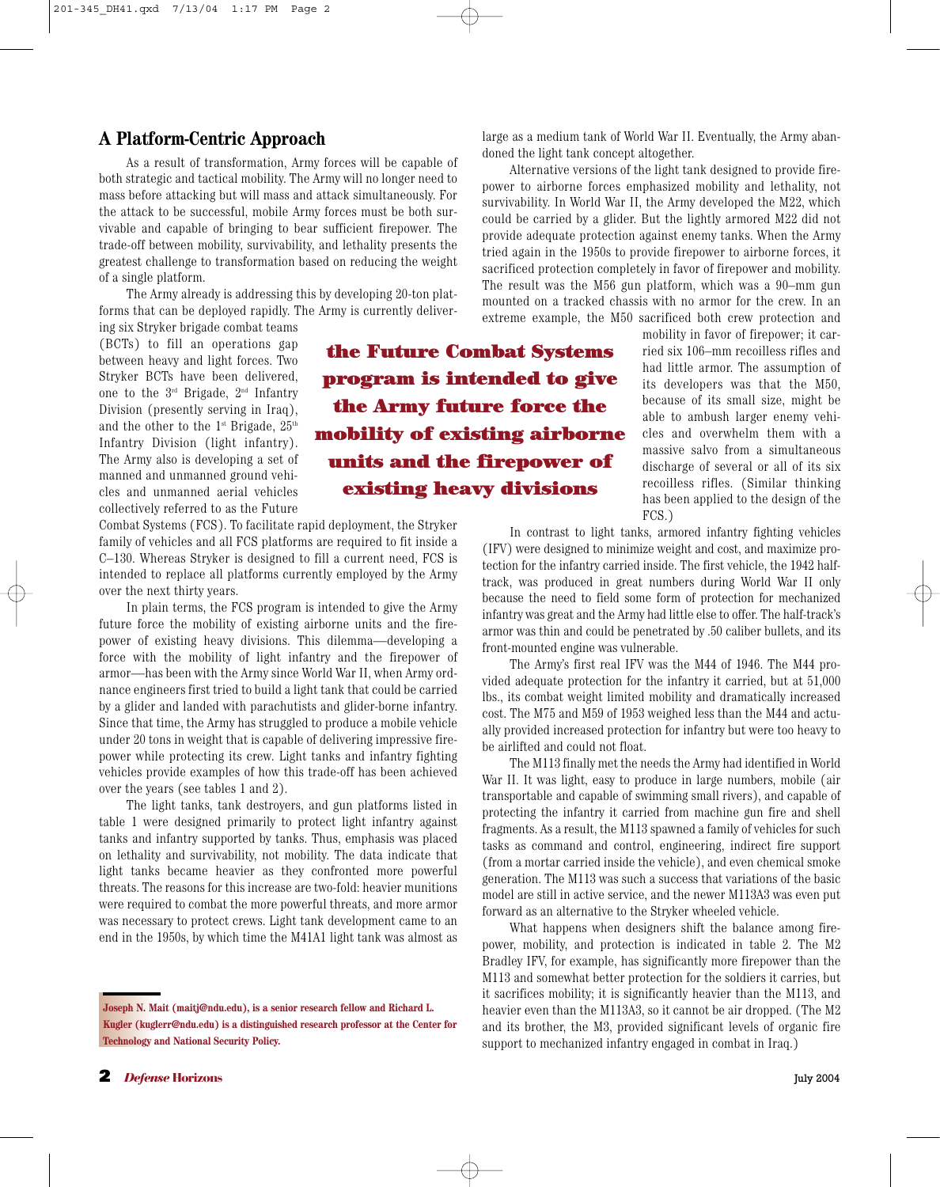## A Platform-Centric Approach

As a result of transformation, Army forces will be capable of both strategic and tactical mobility. The Army will no longer need to mass before attacking but will mass and attack simultaneously. For the attack to be successful, mobile Army forces must be both survivable and capable of bringing to bear sufficient firepower. The trade-off between mobility, survivability, and lethality presents the greatest challenge to transformation based on reducing the weight of a single platform.

The Army already is addressing this by developing 20-ton platforms that can be deployed rapidly. The Army is currently delivering six Stryker brigade combat teams (BCTs) to fill an operations gap between heavy and light forces. Two Stryker BCTs have been delivered, one to the 3rd Brigade, 2nd Infantry Division (presently serving in Iraq), and the other to the 1st Brigade, 25th Infantry Division (light infantry). The Army also is developing a set of manned and unmanned ground vehicles and unmanned aerial vehicles collectively referred to as the Future Combat Systems (FCS). To facilitate rapid deployment, the Stryker family of vehicles and all FCS platforms are required to fit inside a C–130. Whereas Stryker is designed to fill a current need, FCS is intended to replace all platforms currently employed by the Army over the next thirty years.

**the Future Combat Systems program is intended to give the Army future force the mobility of existing airborne units and the firepower of existing heavy divisions**

In plain terms, the FCS program is intended to give the Army future force the mobility of existing airborne units and the firepower of existing heavy divisions. This dilemma—developing a force with the mobility of light infantry and the firepower of armor—has been with the Army since World War II, when Army ordnance engineers first tried to build a light tank that could be carried by a glider and landed with parachutists and glider-borne infantry. Since that time, the Army has struggled to produce a mobile vehicle under 20 tons in weight that is capable of delivering impressive firepower while protecting its crew. Light tanks and infantry fighting vehicles provide examples of how this trade-off has been achieved over the years (see tables 1 and 2).

The light tanks, tank destroyers, and gun platforms listed in table 1 were designed primarily to protect light infantry against tanks and infantry supported by tanks. Thus, emphasis was placed on lethality and survivability, not mobility. The data indicate that light tanks became heavier as they confronted more powerful threats. The reasons for this increase are two-fold: heavier munitions were required to combat the more powerful threats, and more armor was necessary to protect crews. Light tank development came to an end in the 1950s, by which time the M41A1 light tank was almost as large as a medium tank of World War II. Eventually, the Army abandoned the light tank concept altogether.

Alternative versions of the light tank designed to provide firepower to airborne forces emphasized mobility and lethality, not survivability. In World War II, the Army developed the M22, which could be carried by a glider. But the lightly armored M22 did not provide adequate protection against enemy tanks. When the Army tried again in the 1950s to provide firepower to airborne forces, it sacrificed protection completely in favor of firepower and mobility. The result was the M56 gun platform, which was a 90–mm gun mounted on a tracked chassis with no armor for the crew. In an extreme example, the M50 sacrificed both crew protection and mobility in favor of firepower; it carried six 106–mm recoilless rifles and had little armor. The assumption of its developers was that the M50, because of its small size, might be able to ambush larger enemy vehicles and overwhelm them with a massive salvo from a simultaneous discharge of several or all of its six recoilless rifles. (Similar thinking has been applied to the design of the FCS.)

In contrast to light tanks, armored infantry fighting vehicles (IFV) were designed to minimize weight and cost, and maximize protection for the infantry carried inside. The first vehicle, the 1942 half-track, was produced in great numbers during World War II only because the need to field some form of protection for mechanized infantry was great and the Army had little else to offer. The half-track's armor was thin and could be penetrated by .50 caliber bullets, and its front-mounted engine was vulnerable.

The Army's first real IFV was the M44 of 1946. The M44 provided adequate protection for the infantry it carried, but at 51,000 lbs., its combat weight limited mobility and dramatically increased cost. The M75 and M59 of 1953 weighed less than the M44 and actually provided increased protection for infantry but were too heavy to be airlifted and could not float.

The M113 finally met the needs the Army had identified in World War II. It was light, easy to produce in large numbers, mobile (air transportable and capable of swimming small rivers), and capable of protecting the infantry it carried from machine gun fire and shell fragments. As a result, the M113 spawned a family of vehicles for such tasks as command and control, engineering, indirect fire support (from a mortar carried inside the vehicle), and even chemical smoke generation. The M113 was such a success that variations of the basic model are still in active service, and the newer M113A3 was even put forward as an alternative to the Stryker wheeled vehicle.

What happens when designers shift the balance among firepower, mobility, and protection is indicated in table 2. The M2 Bradley IFV, for example, has significantly more firepower than the M113 and somewhat better protection for the soldiers it carries, but it sacrifices mobility; it is significantly heavier than the M113, and heavier even than the M113A3, so it cannot be air dropped. (The M2 and its brother, the M3, provided significant levels of organic fire support to mechanized infantry engaged in combat in Iraq.)

---

**Joseph N. Mait (maitj@ndu.edu), is a senior research fellow and Richard L. Kugler (kuglerr@ndu.edu) is a distinguished research professor at the Center for Technology and National Security Policy.**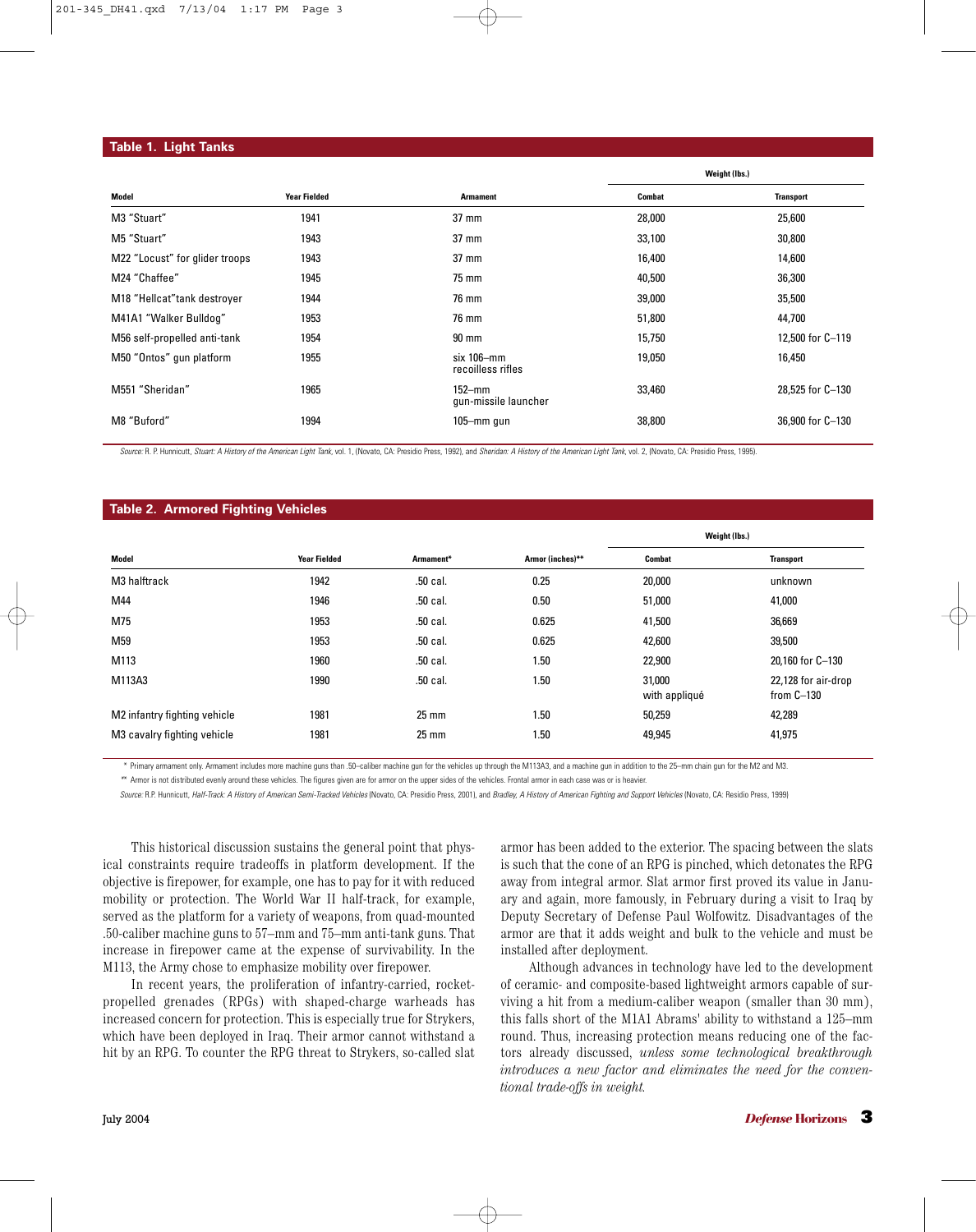**Table 1. Light Tanks**

| Model | Year Fielded | Armament | Weight (lbs.) | |
|---|---|---|---|---|
| | | | Combat | Transport |
| M3 "Stuart" | 1941 | 37 mm | 28,000 | 25,600 |
| M5 "Stuart" | 1943 | 37 mm | 33,100 | 30,800 |
| M22 "Locust" for glider troops | 1943 | 37 mm | 16,400 | 14,600 |
| M24 "Chaffee" | 1945 | 75 mm | 40,500 | 36,300 |
| M18 "Hellcat"tank destroyer | 1944 | 76 mm | 39,000 | 35,500 |
| M41A1 "Walker Bulldog" | 1953 | 76 mm | 51,800 | 44,700 |
| M56 self-propelled anti-tank | 1954 | 90 mm | 15,750 | 12,500 for C–119 |
| M50 "Ontos" gun platform | 1955 | six 106–mm recoilless rifles | 19,050 | 16,450 |
| M551 "Sheridan" | 1965 | 152–mm gun-missile launcher | 33,460 | 28,525 for C–130 |
| M8 "Buford" | 1994 | 105–mm gun | 38,800 | 36,900 for C–130 |

*Source:* R. P. Hunnicutt, *Stuart: A History of the American Light Tank*, vol. 1, (Novato, CA: Presidio Press, 1992), and *Sheridan: A History of the American Light Tank*, vol. 2, (Novato, CA: Presidio Press, 1995).

**Table 2. Armored Fighting Vehicles**

| Model | Year Fielded | Armament* | Armor (inches)** | Weight (lbs.) | |
|---|---|---|---|---|---|
| | | | | Combat | Transport |
| M3 halftrack | 1942 | .50 cal. | 0.25 | 20,000 | unknown |
| M44 | 1946 | .50 cal. | 0.50 | 51,000 | 41,000 |
| M75 | 1953 | .50 cal. | 0.625 | 41,500 | 36,669 |
| M59 | 1953 | .50 cal. | 0.625 | 42,600 | 39,500 |
| M113 | 1960 | .50 cal. | 1.50 | 22,900 | 20,160 for C–130 |
| M113A3 | 1990 | .50 cal. | 1.50 | 31,000 with appliqué | 22,128 for air-drop from C–130 |
| M2 infantry fighting vehicle | 1981 | 25 mm | 1.50 | 50,259 | 42,289 |
| M3 cavalry fighting vehicle | 1981 | 25 mm | 1.50 | 49,945 | 41,975 |

\* Primary armament only. Armament includes more machine guns than .50–caliber machine gun for the vehicles up through the M113A3, and a machine gun in addition to the 25–mm chain gun for the M2 and M3.

\*\* Armor is not distributed evenly around these vehicles. The figures given are for armor on the upper sides of the vehicles. Frontal armor in each case was or is heavier.

*Source:* R.P. Hunnicutt, *Half-Track: A History of American Semi-Tracked Vehicles* (Novato, CA: Presidio Press, 2001), and *Bradley, A History of American Fighting and Support Vehicles* (Novato, CA: Residio Press, 1999)

This historical discussion sustains the general point that physical constraints require tradeoffs in platform development. If the objective is firepower, for example, one has to pay for it with reduced mobility or protection. The World War II half-track, for example, served as the platform for a variety of weapons, from quad-mounted .50-caliber machine guns to 57–mm and 75–mm anti-tank guns. That increase in firepower came at the expense of survivability. In the M113, the Army chose to emphasize mobility over firepower.

In recent years, the proliferation of infantry-carried, rocket-propelled grenades (RPGs) with shaped-charge warheads has increased concern for protection. This is especially true for Strykers, which have been deployed in Iraq. Their armor cannot withstand a hit by an RPG. To counter the RPG threat to Strykers, so-called slat armor has been added to the exterior. The spacing between the slats is such that the cone of an RPG is pinched, which detonates the RPG away from integral armor. Slat armor first proved its value in January and again, more famously, in February during a visit to Iraq by Deputy Secretary of Defense Paul Wolfowitz. Disadvantages of the armor are that it adds weight and bulk to the vehicle and must be installed after deployment.

Although advances in technology have led to the development of ceramic- and composite-based lightweight armors capable of surviving a hit from a medium-caliber weapon (smaller than 30 mm), this falls short of the M1A1 Abrams' ability to withstand a 125–mm round. Thus, increasing protection means reducing one of the factors already discussed, *unless some technological breakthrough introduces a new factor and eliminates the need for the conventional trade-offs in weight.*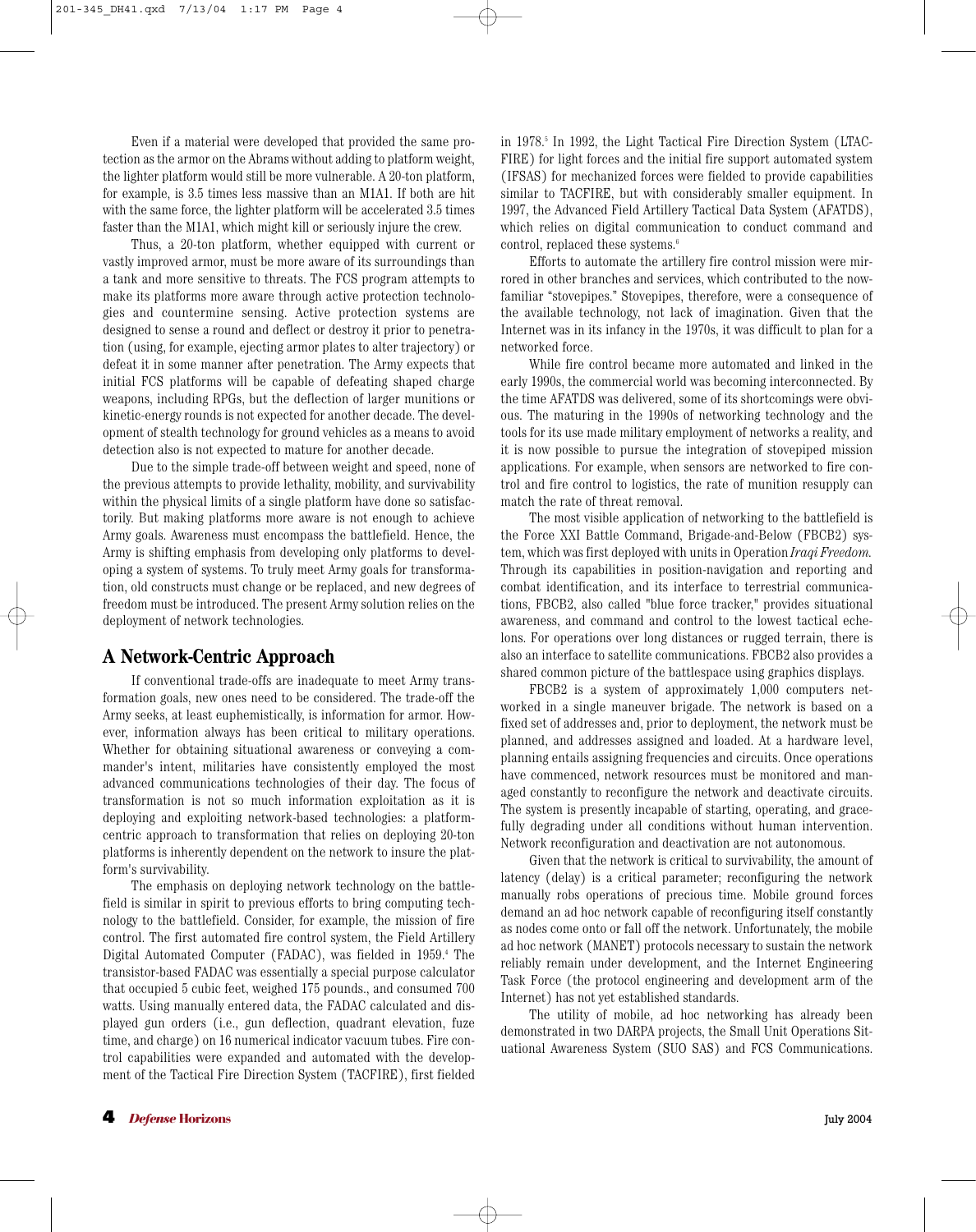Even if a material were developed that provided the same protection as the armor on the Abrams without adding to platform weight, the lighter platform would still be more vulnerable. A 20-ton platform, for example, is 3.5 times less massive than an M1A1. If both are hit with the same force, the lighter platform will be accelerated 3.5 times faster than the M1A1, which might kill or seriously injure the crew.

Thus, a 20-ton platform, whether equipped with current or vastly improved armor, must be more aware of its surroundings than a tank and more sensitive to threats. The FCS program attempts to make its platforms more aware through active protection technologies and countermine sensing. Active protection systems are designed to sense a round and deflect or destroy it prior to penetration (using, for example, ejecting armor plates to alter trajectory) or defeat it in some manner after penetration. The Army expects that initial FCS platforms will be capable of defeating shaped charge weapons, including RPGs, but the deflection of larger munitions or kinetic-energy rounds is not expected for another decade. The development of stealth technology for ground vehicles as a means to avoid detection also is not expected to mature for another decade.

Due to the simple trade-off between weight and speed, none of the previous attempts to provide lethality, mobility, and survivability within the physical limits of a single platform have done so satisfactorily. But making platforms more aware is not enough to achieve Army goals. Awareness must encompass the battlefield. Hence, the Army is shifting emphasis from developing only platforms to developing a system of systems. To truly meet Army goals for transformation, old constructs must change or be replaced, and new degrees of freedom must be introduced. The present Army solution relies on the deployment of network technologies.

## A Network-Centric Approach

If conventional trade-offs are inadequate to meet Army transformation goals, new ones need to be considered. The trade-off the Army seeks, at least euphemistically, is information for armor. However, information always has been critical to military operations. Whether for obtaining situational awareness or conveying a commander's intent, militaries have consistently employed the most advanced communications technologies of their day. The focus of transformation is not so much information exploitation as it is deploying and exploiting network-based technologies: a platform-centric approach to transformation that relies on deploying 20-ton platforms is inherently dependent on the network to insure the platform's survivability.

The emphasis on deploying network technology on the battlefield is similar in spirit to previous efforts to bring computing technology to the battlefield. Consider, for example, the mission of fire control. The first automated fire control system, the Field Artillery Digital Automated Computer (FADAC), was fielded in 1959.[4] The transistor-based FADAC was essentially a special purpose calculator that occupied 5 cubic feet, weighed 175 pounds., and consumed 700 watts. Using manually entered data, the FADAC calculated and displayed gun orders (i.e., gun deflection, quadrant elevation, fuze time, and charge) on 16 numerical indicator vacuum tubes. Fire control capabilities were expanded and automated with the development of the Tactical Fire Direction System (TACFIRE), first fielded in 1978.[5] In 1992, the Light Tactical Fire Direction System (LTACFIRE) for light forces and the initial fire support automated system (IFSAS) for mechanized forces were fielded to provide capabilities similar to TACFIRE, but with considerably smaller equipment. In 1997, the Advanced Field Artillery Tactical Data System (AFATDS), which relies on digital communication to conduct command and control, replaced these systems.[6]

Efforts to automate the artillery fire control mission were mirrored in other branches and services, which contributed to the now-familiar "stovepipes." Stovepipes, therefore, were a consequence of the available technology, not lack of imagination. Given that the Internet was in its infancy in the 1970s, it was difficult to plan for a networked force.

While fire control became more automated and linked in the early 1990s, the commercial world was becoming interconnected. By the time AFATDS was delivered, some of its shortcomings were obvious. The maturing in the 1990s of networking technology and the tools for its use made military employment of networks a reality, and it is now possible to pursue the integration of stovepiped mission applications. For example, when sensors are networked to fire control and fire control to logistics, the rate of munition resupply can match the rate of threat removal.

The most visible application of networking to the battlefield is the Force XXI Battle Command, Brigade-and-Below (FBCB2) system, which was first deployed with units in Operation *Iraqi Freedom.* Through its capabilities in position-navigation and reporting and combat identification, and its interface to terrestrial communications, FBCB2, also called "blue force tracker," provides situational awareness, and command and control to the lowest tactical echelons. For operations over long distances or rugged terrain, there is also an interface to satellite communications. FBCB2 also provides a shared common picture of the battlespace using graphics displays.

FBCB2 is a system of approximately 1,000 computers networked in a single maneuver brigade. The network is based on a fixed set of addresses and, prior to deployment, the network must be planned, and addresses assigned and loaded. At a hardware level, planning entails assigning frequencies and circuits. Once operations have commenced, network resources must be monitored and managed constantly to reconfigure the network and deactivate circuits. The system is presently incapable of starting, operating, and gracefully degrading under all conditions without human intervention. Network reconfiguration and deactivation are not autonomous.

Given that the network is critical to survivability, the amount of latency (delay) is a critical parameter; reconfiguring the network manually robs operations of precious time. Mobile ground forces demand an ad hoc network capable of reconfiguring itself constantly as nodes come onto or fall off the network. Unfortunately, the mobile ad hoc network (MANET) protocols necessary to sustain the network reliably remain under development, and the Internet Engineering Task Force (the protocol engineering and development arm of the Internet) has not yet established standards.

The utility of mobile, ad hoc networking has already been demonstrated in two DARPA projects, the Small Unit Operations Situational Awareness System (SUO SAS) and FCS Communications.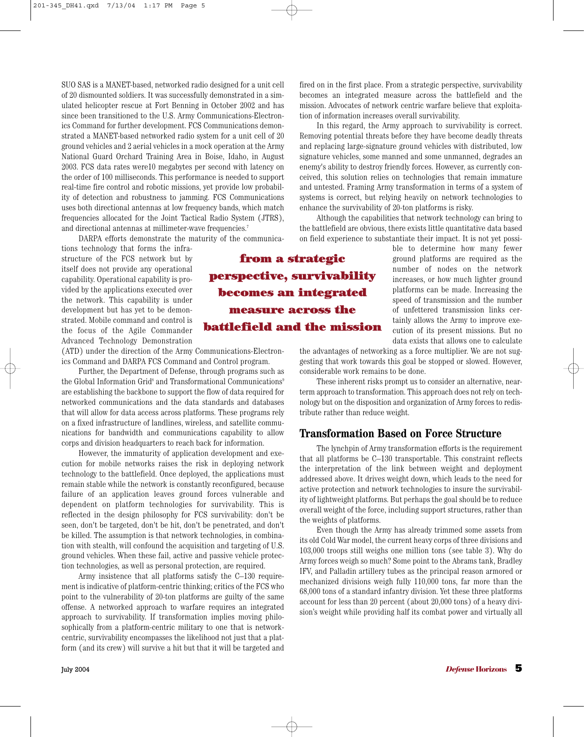SUO SAS is a MANET-based, networked radio designed for a unit cell of 20 dismounted soldiers. It was successfully demonstrated in a simulated helicopter rescue at Fort Benning in October 2002 and has since been transitioned to the U.S. Army Communications-Electronics Command for further development. FCS Communications demonstrated a MANET-based networked radio system for a unit cell of 20 ground vehicles and 2 aerial vehicles in a mock operation at the Army National Guard Orchard Training Area in Boise, Idaho, in August 2003. FCS data rates were10 megabytes per second with latency on the order of 100 milliseconds. This performance is needed to support real-time fire control and robotic missions, yet provide low probability of detection and robustness to jamming. FCS Communications uses both directional antennas at low frequency bands, which match frequencies allocated for the Joint Tactical Radio System (JTRS), and directional antennas at millimeter-wave frequencies.[7]

DARPA efforts demonstrate the maturity of the communications technology that forms the infrastructure of the FCS network but by itself does not provide any operational capability. Operational capability is provided by the applications executed over the network. This capability is under development but has yet to be demonstrated. Mobile command and control is the focus of the Agile Commander Advanced Technology Demonstration (ATD) under the direction of the Army Communications-Electronics Command and DARPA FCS Command and Control program.

Further, the Department of Defense, through programs such as the Global Information Grid[8] and Transformational Communications[9] are establishing the backbone to support the flow of data required for networked communications and the data standards and databases that will allow for data access across platforms. These programs rely on a fixed infrastructure of landlines, wireless, and satellite communications for bandwidth and communications capability to allow corps and division headquarters to reach back for information.

However, the immaturity of application development and execution for mobile networks raises the risk in deploying network technology to the battlefield. Once deployed, the applications must remain stable while the network is constantly reconfigured, because failure of an application leaves ground forces vulnerable and dependent on platform technologies for survivability. This is reflected in the design philosophy for FCS survivability: don't be seen, don't be targeted, don't be hit, don't be penetrated, and don't be killed. The assumption is that network technologies, in combination with stealth, will confound the acquisition and targeting of U.S. ground vehicles. When these fail, active and passive vehicle protection technologies, as well as personal protection, are required.

Army insistence that all platforms satisfy the C–130 requirement is indicative of platform-centric thinking; critics of the FCS who point to the vulnerability of 20-ton platforms are guilty of the same offense. A networked approach to warfare requires an integrated approach to survivability. If transformation implies moving philosophically from a platform-centric military to one that is network-centric, survivability encompasses the likelihood not just that a platform (and its crew) will survive a hit but that it will be targeted and fired on in the first place. From a strategic perspective, survivability becomes an integrated measure across the battlefield and the mission. Advocates of network centric warfare believe that exploitation of information increases overall survivability.

**from a strategic perspective, survivability becomes an integrated measure across the battlefield and the mission**

In this regard, the Army approach to survivability is correct. Removing potential threats before they have become deadly threats and replacing large-signature ground vehicles with distributed, low signature vehicles, some manned and some unmanned, degrades an enemy's ability to destroy friendly forces. However, as currently conceived, this solution relies on technologies that remain immature and untested. Framing Army transformation in terms of a system of systems is correct, but relying heavily on network technologies to enhance the survivability of 20-ton platforms is risky.

Although the capabilities that network technology can bring to the battlefield are obvious, there exists little quantitative data based on field experience to substantiate their impact. It is not yet possible to determine how many fewer ground platforms are required as the number of nodes on the network increases, or how much lighter ground platforms can be made. Increasing the speed of transmission and the number of unfettered transmission links certainly allows the Army to improve execution of its present missions. But no data exists that allows one to calculate the advantages of networking as a force multiplier. We are not suggesting that work towards this goal be stopped or slowed. However, considerable work remains to be done.

These inherent risks prompt us to consider an alternative, near-term approach to transformation. This approach does not rely on technology but on the disposition and organization of Army forces to redistribute rather than reduce weight.

## Transformation Based on Force Structure

The lynchpin of Army transformation efforts is the requirement that all platforms be C–130 transportable. This constraint reflects the interpretation of the link between weight and deployment addressed above. It drives weight down, which leads to the need for active protection and network technologies to insure the survivability of lightweight platforms. But perhaps the goal should be to reduce overall weight of the force, including support structures, rather than the weights of platforms.

Even though the Army has already trimmed some assets from its old Cold War model, the current heavy corps of three divisions and 103,000 troops still weighs one million tons (see table 3). Why do Army forces weigh so much? Some point to the Abrams tank, Bradley IFV, and Palladin artillery tubes as the principal reason armored or mechanized divisions weigh fully 110,000 tons, far more than the 68,000 tons of a standard infantry division. Yet these three platforms account for less than 20 percent (about 20,000 tons) of a heavy division's weight while providing half its combat power and virtually all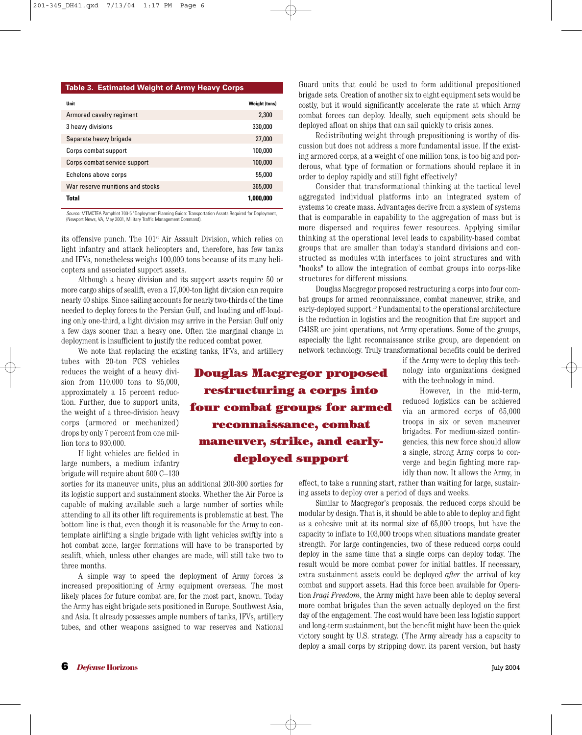**Table 3. Estimated Weight of Army Heavy Corps**

| Unit | Weight (tons) |
|---|---|
| Armored cavalry regiment | 2,300 |
| 3 heavy divisions | 330,000 |
| Separate heavy brigade | 27,000 |
| Corps combat support | 100,000 |
| Corps combat service support | 100,000 |
| Echelons above corps | 55,000 |
| War reserve munitions and stocks | 365,000 |
| **Total** | **1,000,000** |

*Source:* MTMCTEA Pamphlet 700-5 "Deployment Planning Guide: Transportation Assets Required for Deployment," (Newport News, VA, May 2001, Military Traffic Management Command).

its offensive punch. The 101st Air Assault Division, which relies on light infantry and attack helicopters and, therefore, has few tanks and IFVs, nonetheless weighs 100,000 tons because of its many helicopters and associated support assets.

Although a heavy division and its support assets require 50 or more cargo ships of sealift, even a 17,000-ton light division can require nearly 40 ships. Since sailing accounts for nearly two-thirds of the time needed to deploy forces to the Persian Gulf, and loading and off-loading only one-third, a light division may arrive in the Persian Gulf only a few days sooner than a heavy one. Often the marginal change in deployment is insufficient to justify the reduced combat power.

We note that replacing the existing tanks, IFVs, and artillery tubes with 20-ton FCS vehicles reduces the weight of a heavy division from 110,000 tons to 95,000, approximately a 15 percent reduction. Further, due to support units, the weight of a three-division heavy corps (armored or mechanized) drops by only 7 percent from one million tons to 930,000.

If light vehicles are fielded in large numbers, a medium infantry brigade will require about 500 C–130 sorties for its maneuver units, plus an additional 200-300 sorties for its logistic support and sustainment stocks. Whether the Air Force is capable of making available such a large number of sorties while attending to all its other lift requirements is problematic at best. The bottom line is that, even though it is reasonable for the Army to contemplate airlifting a single brigade with light vehicles swiftly into a hot combat zone, larger formations will have to be transported by sealift, which, unless other changes are made, will still take two to three months.

A simple way to speed the deployment of Army forces is increased prepositioning of Army equipment overseas. The most likely places for future combat are, for the most part, known. Today the Army has eight brigade sets positioned in Europe, Southwest Asia, and Asia. It already possesses ample numbers of tanks, IFVs, artillery tubes, and other weapons assigned to war reserves and National Guard units that could be used to form additional prepositioned brigade sets. Creation of another six to eight equipment sets would be costly, but it would significantly accelerate the rate at which Army combat forces can deploy. Ideally, such equipment sets should be deployed afloat on ships that can sail quickly to crisis zones.

Redistributing weight through prepositioning is worthy of discussion but does not address a more fundamental issue. If the existing armored corps, at a weight of one million tons, is too big and ponderous, what type of formation or formations should replace it in order to deploy rapidly and still fight effectively?

Consider that transformational thinking at the tactical level aggregated individual platforms into an integrated system of systems to create mass. Advantages derive from a system of systems that is comparable in capability to the aggregation of mass but is more dispersed and requires fewer resources. Applying similar thinking at the operational level leads to capability-based combat groups that are smaller than today's standard divisions and constructed as modules with interfaces to joint structures and with "hooks" to allow the integration of combat groups into corps-like structures for different missions.

Douglas Macgregor proposed restructuring a corps into four combat groups for armed reconnaissance, combat maneuver, strike, and early-deployed support.[10] Fundamental to the operational architecture is the reduction in logistics and the recognition that fire support and C4ISR are joint operations, not Army operations. Some of the groups, especially the light reconnaissance strike group, are dependent on network technology. Truly transformational benefits could be derived if the Army were to deploy this technology into organizations designed with the technology in mind.

> **Douglas Macgregor proposed restructuring a corps into four combat groups for armed reconnaissance, combat maneuver, strike, and early-deployed support**

However, in the mid-term, reduced logistics can be achieved via an armored corps of 65,000 troops in six or seven maneuver brigades. For medium-sized contingencies, this new force should allow a single, strong Army corps to converge and begin fighting more rapidly than now. It allows the Army, in effect, to take a running start, rather than waiting for large, sustaining assets to deploy over a period of days and weeks.

Similar to Macgregor's proposals, the reduced corps should be modular by design. That is, it should be able to able to deploy and fight as a cohesive unit at its normal size of 65,000 troops, but have the capacity to inflate to 103,000 troops when situations mandate greater strength. For large contingencies, two of these reduced corps could deploy in the same time that a single corps can deploy today. The result would be more combat power for initial battles. If necessary, extra sustainment assets could be deployed *after* the arrival of key combat and support assets. Had this force been available for Operation *Iraqi Freedom*, the Army might have been able to deploy several more combat brigades than the seven actually deployed on the first day of the engagement. The cost would have been less logistic support and long-term sustainment, but the benefit might have been the quick victory sought by U.S. strategy. (The Army already has a capacity to deploy a small corps by stripping down its parent version, but hasty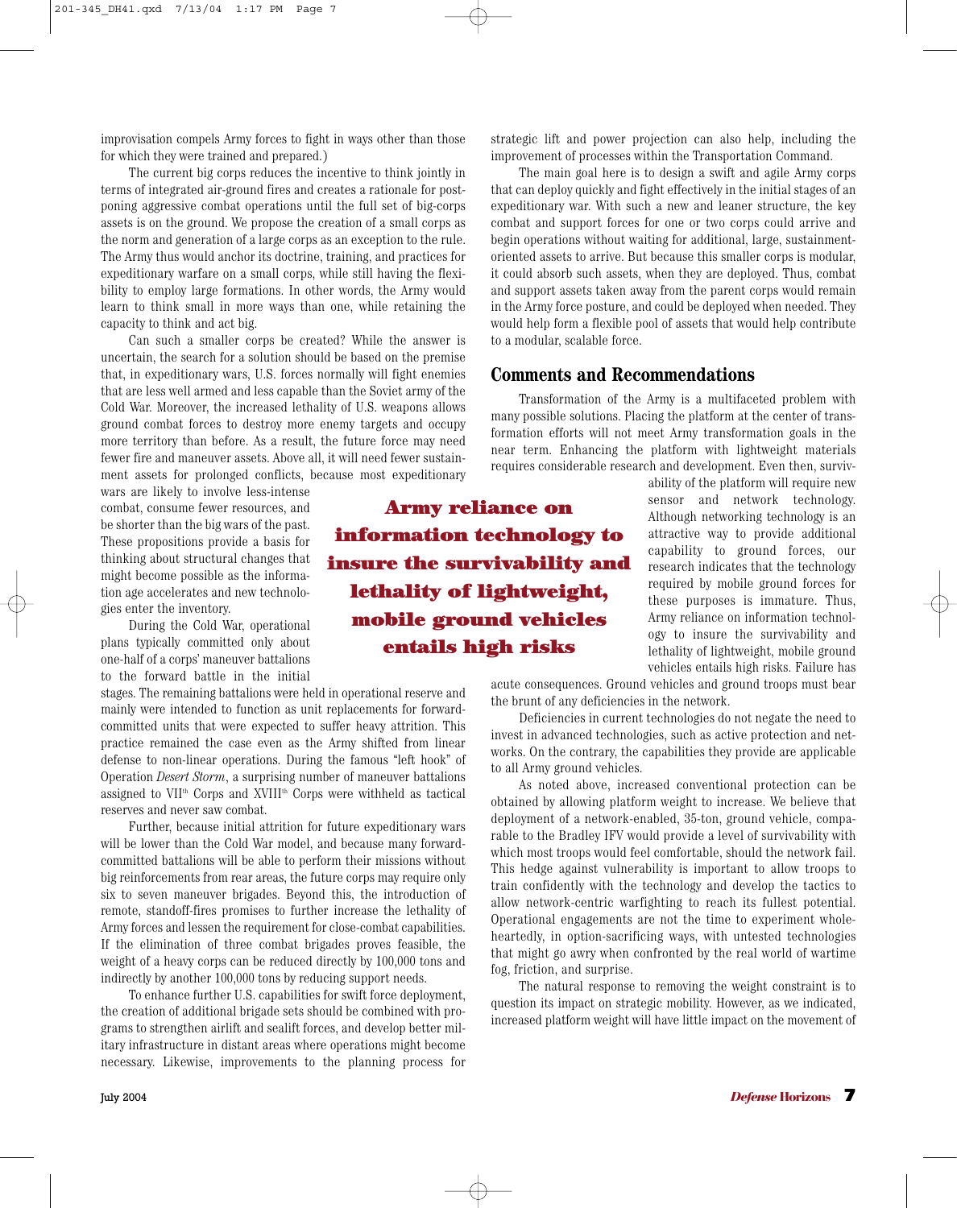improvisation compels Army forces to fight in ways other than those for which they were trained and prepared.)

The current big corps reduces the incentive to think jointly in terms of integrated air-ground fires and creates a rationale for postponing aggressive combat operations until the full set of big-corps assets is on the ground. We propose the creation of a small corps as the norm and generation of a large corps as an exception to the rule. The Army thus would anchor its doctrine, training, and practices for expeditionary warfare on a small corps, while still having the flexibility to employ large formations. In other words, the Army would learn to think small in more ways than one, while retaining the capacity to think and act big.

Can such a smaller corps be created? While the answer is uncertain, the search for a solution should be based on the premise that, in expeditionary wars, U.S. forces normally will fight enemies that are less well armed and less capable than the Soviet army of the Cold War. Moreover, the increased lethality of U.S. weapons allows ground combat forces to destroy more enemy targets and occupy more territory than before. As a result, the future force may need fewer fire and maneuver assets. Above all, it will need fewer sustainment assets for prolonged conflicts, because most expeditionary wars are likely to involve less-intense combat, consume fewer resources, and be shorter than the big wars of the past. These propositions provide a basis for thinking about structural changes that might become possible as the information age accelerates and new technologies enter the inventory.

During the Cold War, operational plans typically committed only about one-half of a corps' maneuver battalions to the forward battle in the initial stages. The remaining battalions were held in operational reserve and mainly were intended to function as unit replacements for forward-committed units that were expected to suffer heavy attrition. This practice remained the case even as the Army shifted from linear defense to non-linear operations. During the famous "left hook" of Operation *Desert Storm*, a surprising number of maneuver battalions assigned to VII[th] Corps and XVIII[th] Corps were withheld as tactical reserves and never saw combat.

Further, because initial attrition for future expeditionary wars will be lower than the Cold War model, and because many forward-committed battalions will be able to perform their missions without big reinforcements from rear areas, the future corps may require only six to seven maneuver brigades. Beyond this, the introduction of remote, standoff-fires promises to further increase the lethality of Army forces and lessen the requirement for close-combat capabilities. If the elimination of three combat brigades proves feasible, the weight of a heavy corps can be reduced directly by 100,000 tons and indirectly by another 100,000 tons by reducing support needs.

To enhance further U.S. capabilities for swift force deployment, the creation of additional brigade sets should be combined with programs to strengthen airlift and sealift forces, and develop better military infrastructure in distant areas where operations might become necessary. Likewise, improvements to the planning process for strategic lift and power projection can also help, including the improvement of processes within the Transportation Command.

The main goal here is to design a swift and agile Army corps that can deploy quickly and fight effectively in the initial stages of an expeditionary war. With such a new and leaner structure, the key combat and support forces for one or two corps could arrive and begin operations without waiting for additional, large, sustainment-oriented assets to arrive. But because this smaller corps is modular, it could absorb such assets, when they are deployed. Thus, combat and support assets taken away from the parent corps would remain in the Army force posture, and could be deployed when needed. They would help form a flexible pool of assets that would help contribute to a modular, scalable force.

## Comments and Recommendations

Transformation of the Army is a multifaceted problem with many possible solutions. Placing the platform at the center of transformation efforts will not meet Army transformation goals in the near term. Enhancing the platform with lightweight materials requires considerable research and development. Even then, survivability of the platform will require new sensor and network technology. Although networking technology is an attractive way to provide additional capability to ground forces, our research indicates that the technology required by mobile ground forces for these purposes is immature. Thus, Army reliance on information technology to insure the survivability and lethality of lightweight, mobile ground vehicles entails high risks. Failure has acute consequences. Ground vehicles and ground troops must bear the brunt of any deficiencies in the network.

**Army reliance on information technology to insure the survivability and lethality of lightweight, mobile ground vehicles entails high risks**

Deficiencies in current technologies do not negate the need to invest in advanced technologies, such as active protection and networks. On the contrary, the capabilities they provide are applicable to all Army ground vehicles.

As noted above, increased conventional protection can be obtained by allowing platform weight to increase. We believe that deployment of a network-enabled, 35-ton, ground vehicle, comparable to the Bradley IFV would provide a level of survivability with which most troops would feel comfortable, should the network fail. This hedge against vulnerability is important to allow troops to train confidently with the technology and develop the tactics to allow network-centric warfighting to reach its fullest potential. Operational engagements are not the time to experiment wholeheartedly, in option-sacrificing ways, with untested technologies that might go awry when confronted by the real world of wartime fog, friction, and surprise.

The natural response to removing the weight constraint is to question its impact on strategic mobility. However, as we indicated, increased platform weight will have little impact on the movement of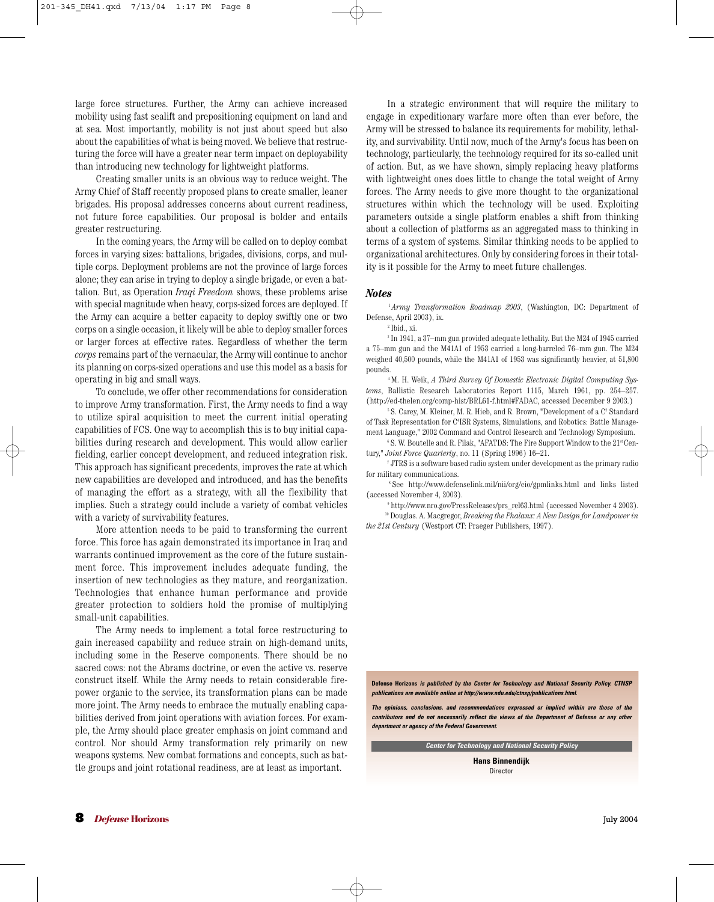large force structures. Further, the Army can achieve increased mobility using fast sealift and prepositioning equipment on land and at sea. Most importantly, mobility is not just about speed but also about the capabilities of what is being moved. We believe that restructuring the force will have a greater near term impact on deployability than introducing new technology for lightweight platforms.

Creating smaller units is an obvious way to reduce weight. The Army Chief of Staff recently proposed plans to create smaller, leaner brigades. His proposal addresses concerns about current readiness, not future force capabilities. Our proposal is bolder and entails greater restructuring.

In the coming years, the Army will be called on to deploy combat forces in varying sizes: battalions, brigades, divisions, corps, and multiple corps. Deployment problems are not the province of large forces alone; they can arise in trying to deploy a single brigade, or even a battalion. But, as Operation *Iraqi Freedom* shows, these problems arise with special magnitude when heavy, corps-sized forces are deployed. If the Army can acquire a better capacity to deploy swiftly one or two corps on a single occasion, it likely will be able to deploy smaller forces or larger forces at effective rates. Regardless of whether the term *corps* remains part of the vernacular, the Army will continue to anchor its planning on corps-sized operations and use this model as a basis for operating in big and small ways.

To conclude, we offer other recommendations for consideration to improve Army transformation. First, the Army needs to find a way to utilize spiral acquisition to meet the current initial operating capabilities of FCS. One way to accomplish this is to buy initial capabilities during research and development. This would allow earlier fielding, earlier concept development, and reduced integration risk. This approach has significant precedents, improves the rate at which new capabilities are developed and introduced, and has the benefits of managing the effort as a strategy, with all the flexibility that implies. Such a strategy could include a variety of combat vehicles with a variety of survivability features.

More attention needs to be paid to transforming the current force. This force has again demonstrated its importance in Iraq and warrants continued improvement as the core of the future sustainment force. This improvement includes adequate funding, the insertion of new technologies as they mature, and reorganization. Technologies that enhance human performance and provide greater protection to soldiers hold the promise of multiplying small-unit capabilities.

The Army needs to implement a total force restructuring to gain increased capability and reduce strain on high-demand units, including some in the Reserve components. There should be no sacred cows: not the Abrams doctrine, or even the active vs. reserve construct itself. While the Army needs to retain considerable firepower organic to the service, its transformation plans can be made more joint. The Army needs to embrace the mutually enabling capabilities derived from joint operations with aviation forces. For example, the Army should place greater emphasis on joint command and control. Nor should Army transformation rely primarily on new weapons systems. New combat formations and concepts, such as battle groups and joint rotational readiness, are at least as important.

In a strategic environment that will require the military to engage in expeditionary warfare more often than ever before, the Army will be stressed to balance its requirements for mobility, lethality, and survivability. Until now, much of the Army's focus has been on technology, particularly, the technology required for its so-called unit of action. But, as we have shown, simply replacing heavy platforms with lightweight ones does little to change the total weight of Army forces. The Army needs to give more thought to the organizational structures within which the technology will be used. Exploiting parameters outside a single platform enables a shift from thinking about a collection of platforms as an aggregated mass to thinking in terms of a system of systems. Similar thinking needs to be applied to organizational architectures. Only by considering forces in their totality is it possible for the Army to meet future challenges.

## *Notes*

[1] *Army Transformation Roadmap 2003*, (Washington, DC: Department of Defense, April 2003), ix.

[2] Ibid., xi.

[3] In 1941, a 37–mm gun provided adequate lethality. But the M24 of 1945 carried a 75–mm gun and the M41A1 of 1953 carried a long-barreled 76–mm gun. The M24 weighed 40,500 pounds, while the M41A1 of 1953 was significantly heavier, at 51,800 pounds.

[4] M. H. Weik, *A Third Survey Of Domestic Electronic Digital Computing Systems*, Ballistic Research Laboratories Report 1115, March 1961, pp. 254–257. (http://ed-thelen.org/comp-hist/BRL61-f.html#FADAC, accessed December 9 2003.)

[5] S. Carey, M. Kleiner, M. R. Hieb, and R. Brown, "Development of a C[2] Standard of Task Representation for C[4]ISR Systems, Simulations, and Robotics: Battle Management Language," 2002 Command and Control Research and Technology Symposium.

[6] S. W. Boutelle and R. Filak, "AFATDS: The Fire Support Window to the 21[st] Century," *Joint Force Quarterly*, no. 11 (Spring 1996) 16–21.

[7] JTRS is a software based radio system under development as the primary radio for military communications.

[8] See http://www.defenselink.mil/nii/org/cio/gpmlinks.html and links listed (accessed November 4, 2003).

[9] http://www.nro.gov/PressReleases/prs_rel63.html (accessed November 4 2003).

[10] Douglas. A. Macgregor, *Breaking the Phalanx: A New Design for Landpower in the 21st Century* (Westport CT: Praeger Publishers, 1997).

**Defense Horizons** ***is published by the Center for Technology and National Security Policy. CTNSP publications are available online at http://www.ndu.edu/ctnsp/publications.html.***

***The opinions, conclusions, and recommendations expressed or implied within are those of the contributors and do not necessarily reflect the views of the Department of Defense or any other department or agency of the Federal Government.***

***Center for Technology and National Security Policy***

**Hans Binnendijk**
Director